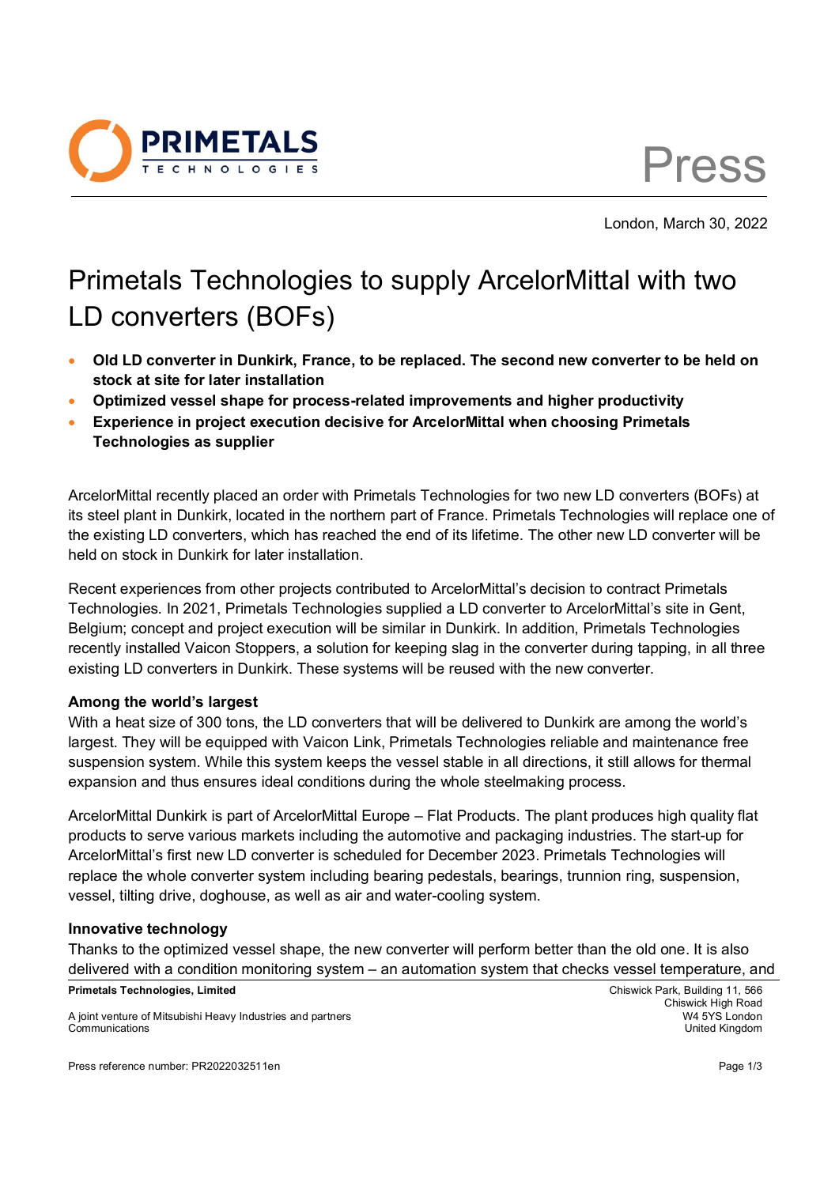London, March 30, 2022

# Primetals Technologies to supply ArcelorMittal with two LD converters (BOFs)

- **Old LD converter in Dunkirk, France, to be replaced. The second new converter to be held on stock at site for later installation**
- **Optimized vessel shape for process-related improvements and higher productivity**
- **Experience in project execution decisive for ArcelorMittal when choosing Primetals Technologies as supplier**

ArcelorMittal recently placed an order with Primetals Technologies for two new LD converters (BOFs) at its steel plant in Dunkirk, located in the northern part of France. Primetals Technologies will replace one of the existing LD converters, which has reached the end of its lifetime. The other new LD converter will be held on stock in Dunkirk for later installation.

Recent experiences from other projects contributed to ArcelorMittal's decision to contract Primetals Technologies. In 2021, Primetals Technologies supplied a LD converter to ArcelorMittal's site in Gent, Belgium; concept and project execution will be similar in Dunkirk. In addition, Primetals Technologies recently installed Vaicon Stoppers, a solution for keeping slag in the converter during tapping, in all three existing LD converters in Dunkirk. These systems will be reused with the new converter.

**Among the world's largest**

With a heat size of 300 tons, the LD converters that will be delivered to Dunkirk are among the world's largest. They will be equipped with Vaicon Link, Primetals Technologies reliable and maintenance free suspension system. While this system keeps the vessel stable in all directions, it still allows for thermal expansion and thus ensures ideal conditions during the whole steelmaking process.

ArcelorMittal Dunkirk is part of ArcelorMittal Europe – Flat Products. The plant produces high quality flat products to serve various markets including the automotive and packaging industries. The start-up for ArcelorMittal's first new LD converter is scheduled for December 2023. Primetals Technologies will replace the whole converter system including bearing pedestals, bearings, trunnion ring, suspension, vessel, tilting drive, doghouse, as well as air and water-cooling system.

**Innovative technology**

Thanks to the optimized vessel shape, the new converter will perform better than the old one. It is also delivered with a condition monitoring system – an automation system that checks vessel temperature, and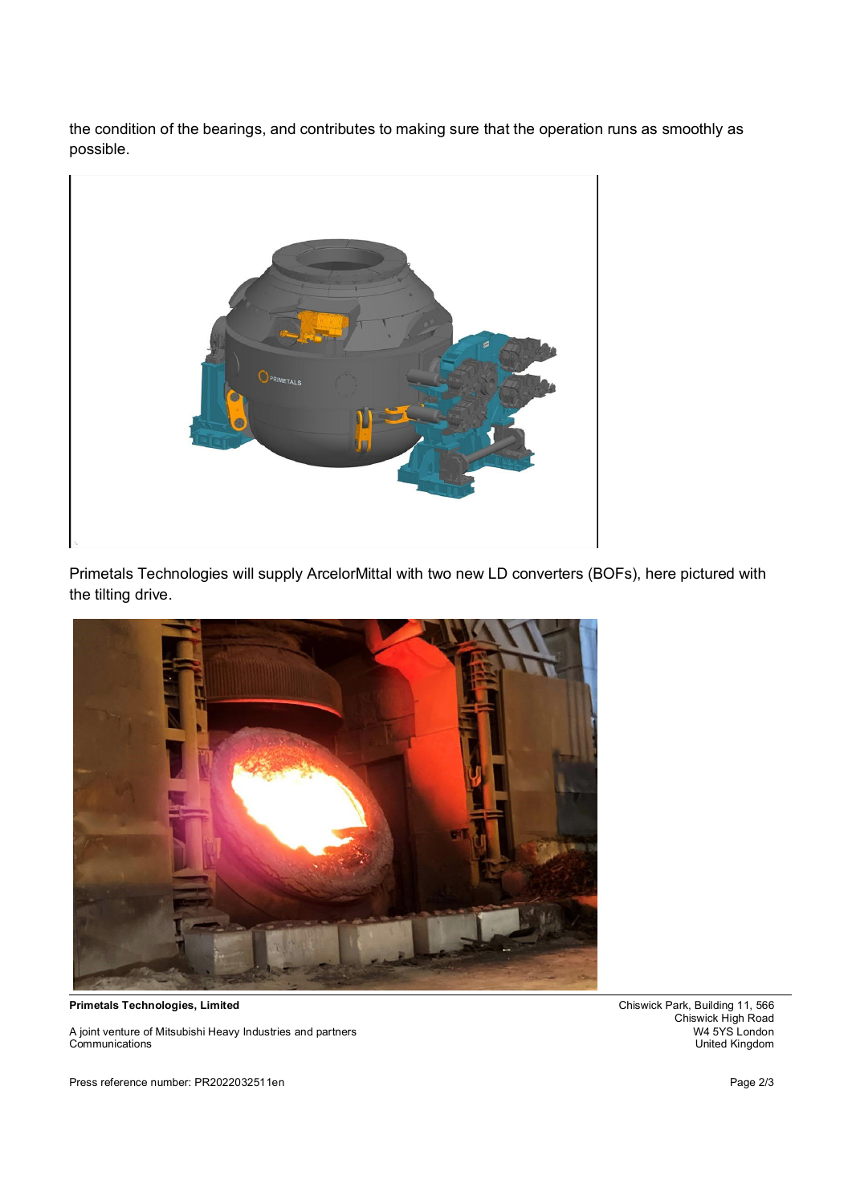the condition of the bearings, and contributes to making sure that the operation runs as smoothly as possible.

Primetals Technologies will supply ArcelorMittal with two new LD converters (BOFs), here pictured with the tilting drive.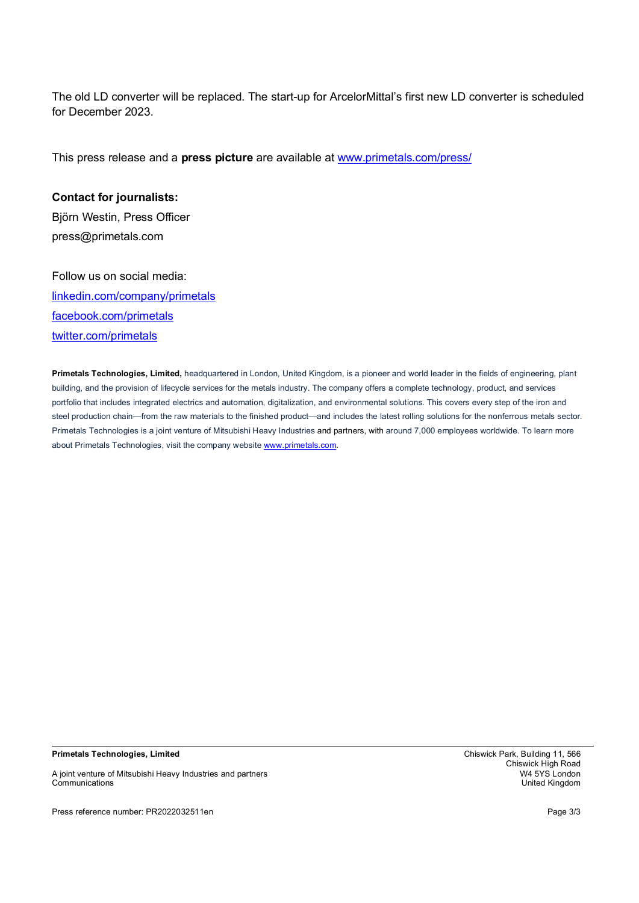The old LD converter will be replaced. The start-up for ArcelorMittal's first new LD converter is scheduled for December 2023.

This press release and a **press picture** are available at www.primetals.com/press/

**Contact for journalists:**
Björn Westin, Press Officer
press@primetals.com

Follow us on social media:
linkedin.com/company/primetals
facebook.com/primetals
twitter.com/primetals

**Primetals Technologies, Limited,** headquartered in London, United Kingdom, is a pioneer and world leader in the fields of engineering, plant building, and the provision of lifecycle services for the metals industry. The company offers a complete technology, product, and services portfolio that includes integrated electrics and automation, digitalization, and environmental solutions. This covers every step of the iron and steel production chain—from the raw materials to the finished product—and includes the latest rolling solutions for the nonferrous metals sector. Primetals Technologies is a joint venture of Mitsubishi Heavy Industries and partners, with around 7,000 employees worldwide. To learn more about Primetals Technologies, visit the company website www.primetals.com.

**Primetals Technologies, Limited**

A joint venture of Mitsubishi Heavy Industries and partners
Communications

Chiswick Park, Building 11, 566
Chiswick High Road
W4 5YS London
United Kingdom

Press reference number: PR2022032511en